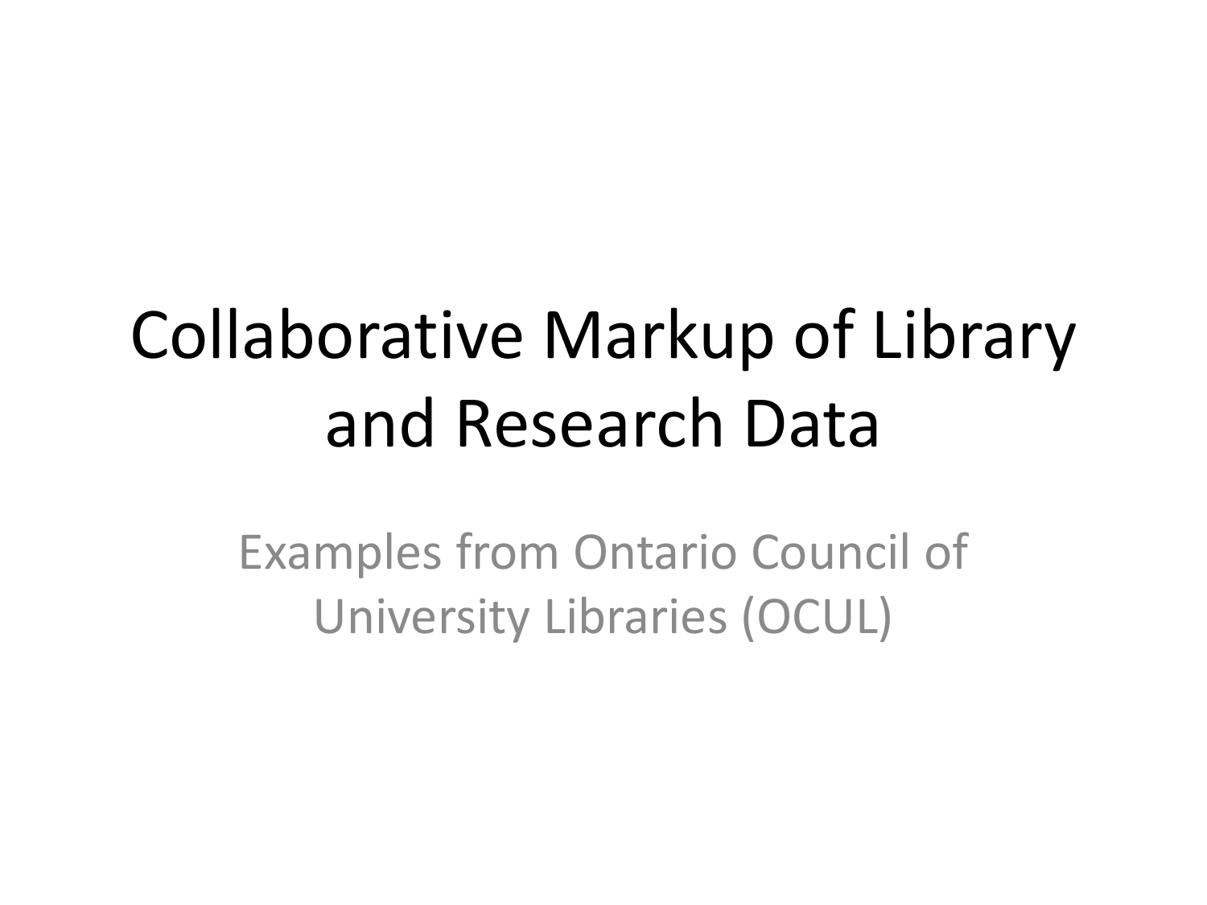# Collaborative Markup of Library and Research Data

Examples from Ontario Council of University Libraries (OCUL)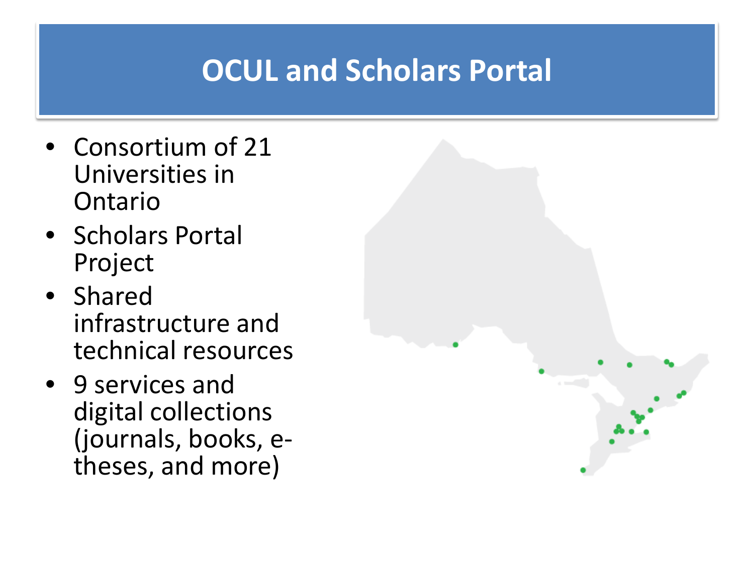# OCUL and Scholars Portal

- Consortium of 21 Universities in Ontario
- Scholars Portal Project
- Shared infrastructure and technical resources
- 9 services and digital collections (journals, books, e-theses, and more)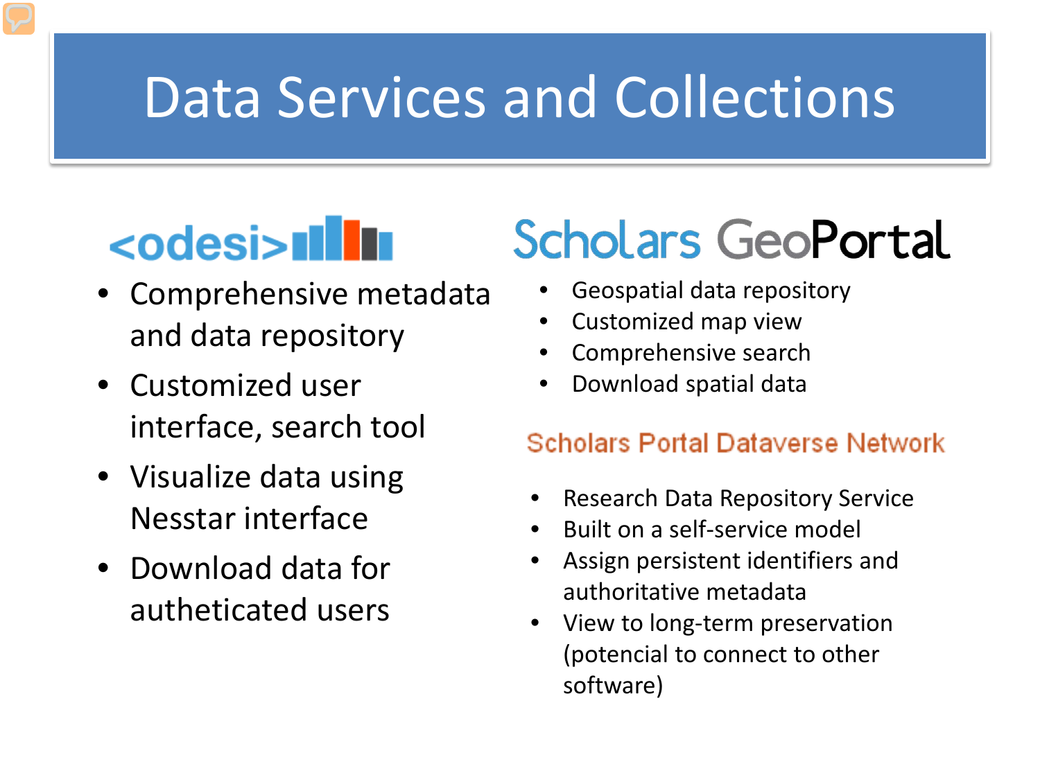# Data Services and Collections

## <odesi>

- Comprehensive metadata and data repository
- Customized user interface, search tool
- Visualize data using Nesstar interface
- Download data for autheticated users

## Scholars GeoPortal

- Geospatial data repository
- Customized map view
- Comprehensive search
- Download spatial data

## Scholars Portal Dataverse Network

- Research Data Repository Service
- Built on a self-service model
- Assign persistent identifiers and authoritative metadata
- View to long-term preservation (potencial to connect to other software)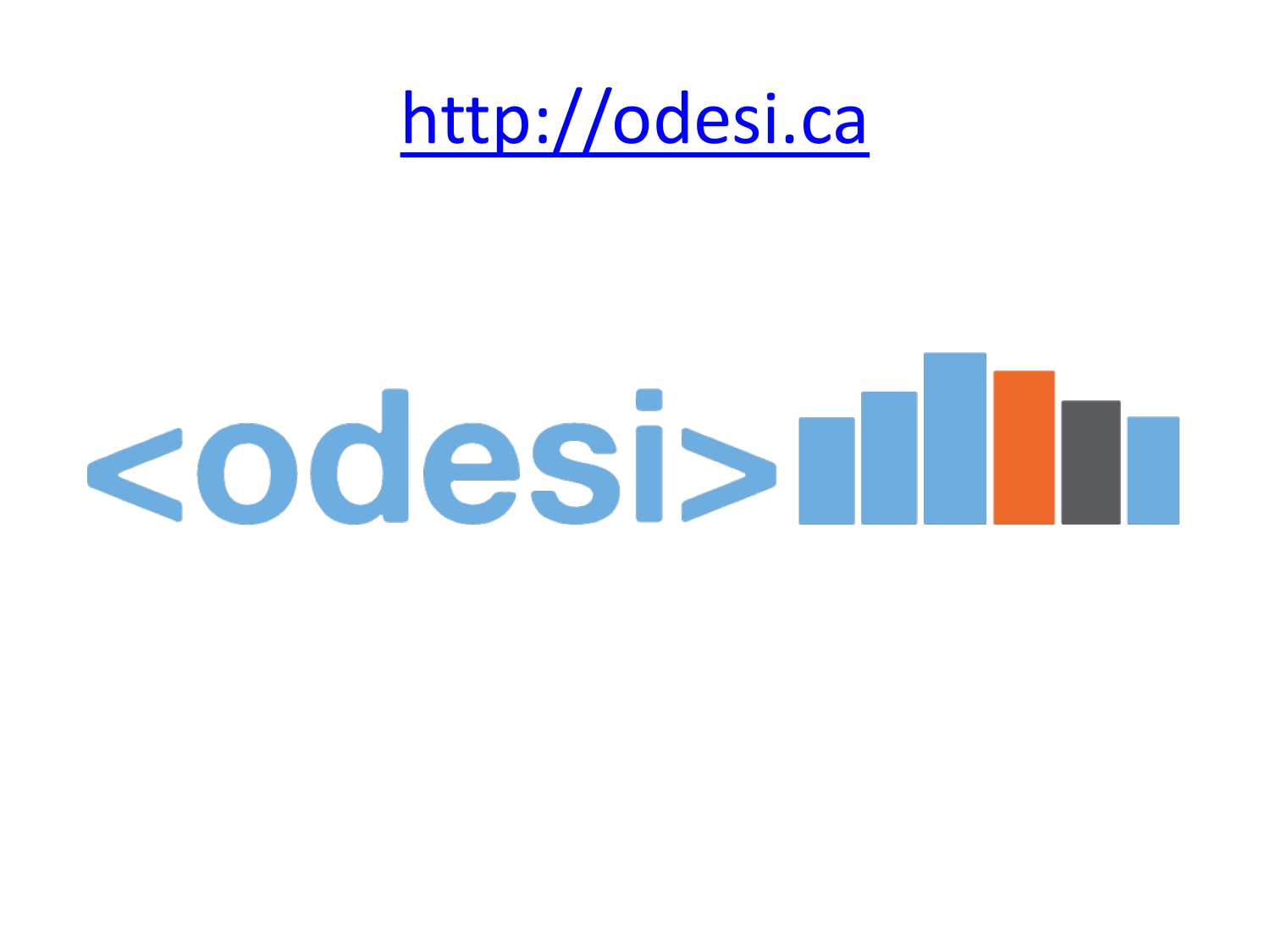http://odesi.ca

<odesi>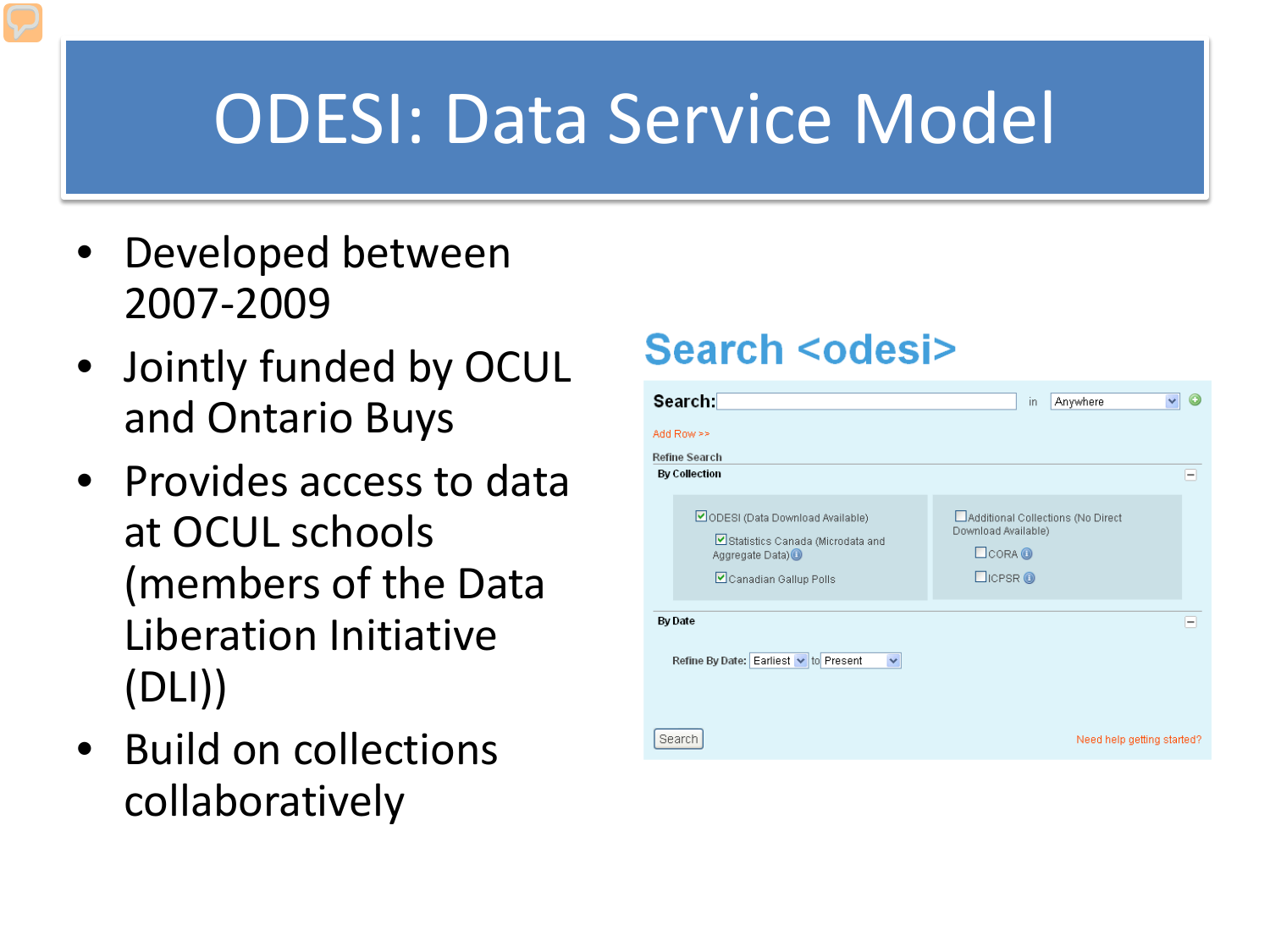# ODESI: Data Service Model

- Developed between 2007-2009
- Jointly funded by OCUL and Ontario Buys
- Provides access to data at OCUL schools (members of the Data Liberation Initiative (DLI))
- Build on collections collaboratively

Search <odesi>

Search: in Anywhere

Add Row >>

Refine Search

By Collection

- ☑ ODESI (Data Download Available)
  - ☑ Statistics Canada (Microdata and Aggregate Data)
  - ☑ Canadian Gallup Polls
- ☐ Additional Collections (No Direct Download Available)
  - ☐ CORA
  - ☐ ICPSR

By Date

Refine By Date: Earliest to Present

Search

Need help getting started?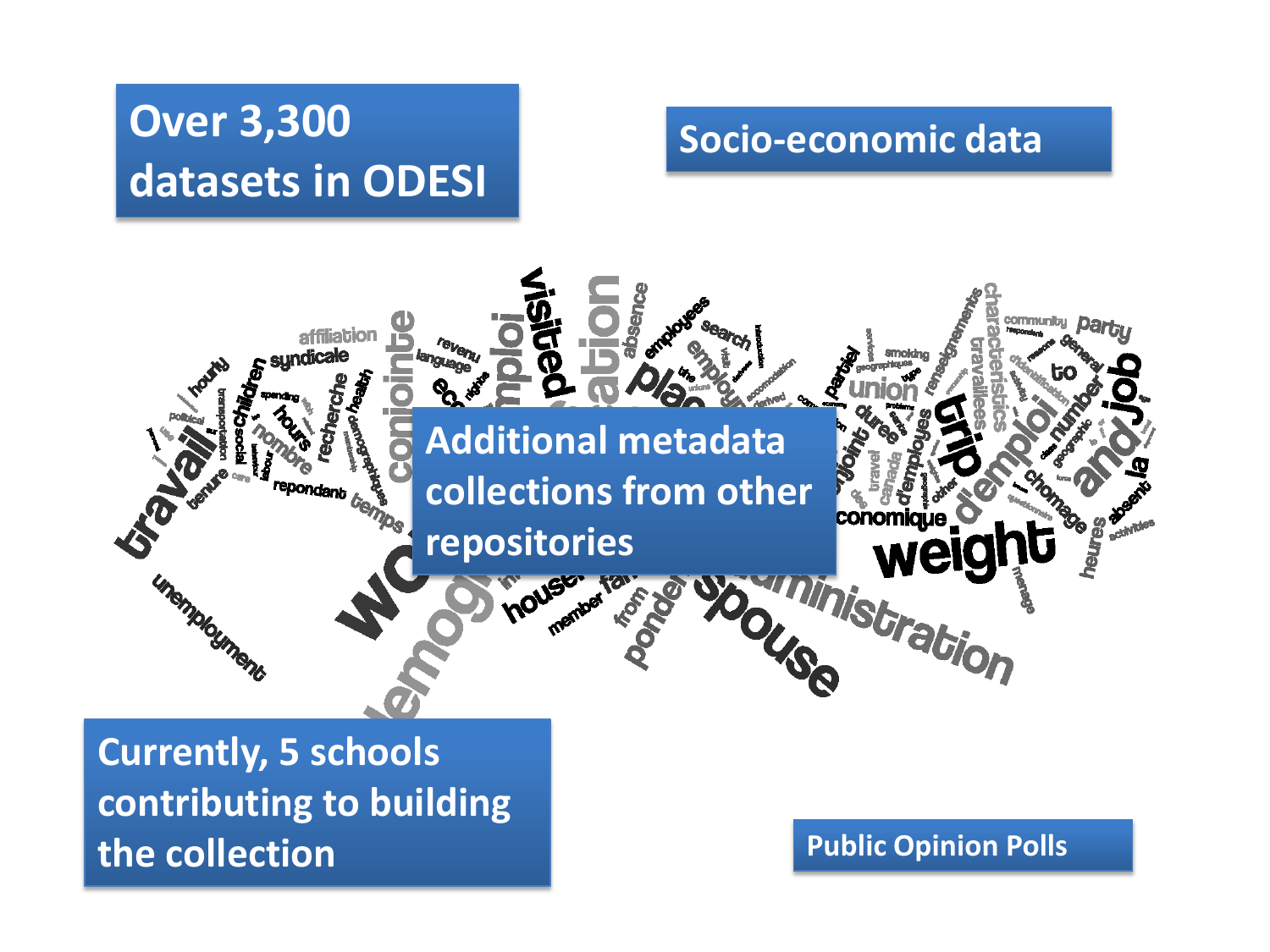Over 3,300 datasets in ODESI

Socio-economic data

Additional metadata collections from other repositories

Currently, 5 schools contributing to building the collection

Public Opinion Polls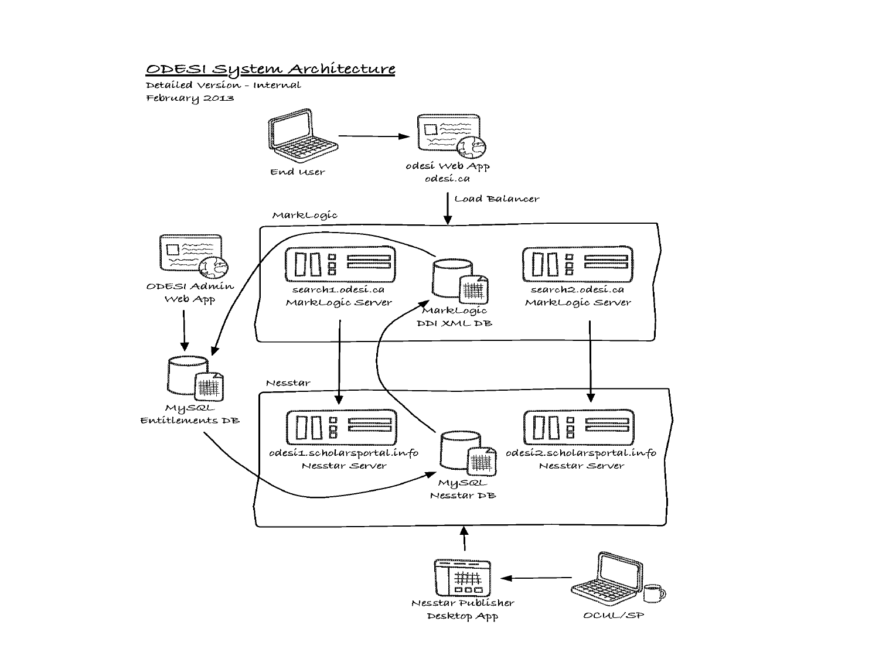# ODESI System Architecture

Detailed Version - Internal
February 2013

End User

odesi Web App
odesi.ca

Load Balancer

MarkLogic

search1.odesi.ca
MarkLogic Server

MarkLogic
DDI XML DB

search2.odesi.ca
MarkLogic Server

ODESI Admin
Web App

MySQL
Entitlements DB

Nesstar

odesi1.scholarsportal.info
Nesstar Server

MySQL
Nesstar DB

odesi2.scholarsportal.info
Nesstar Server

Nesstar Publisher
Desktop App

OCUL/SP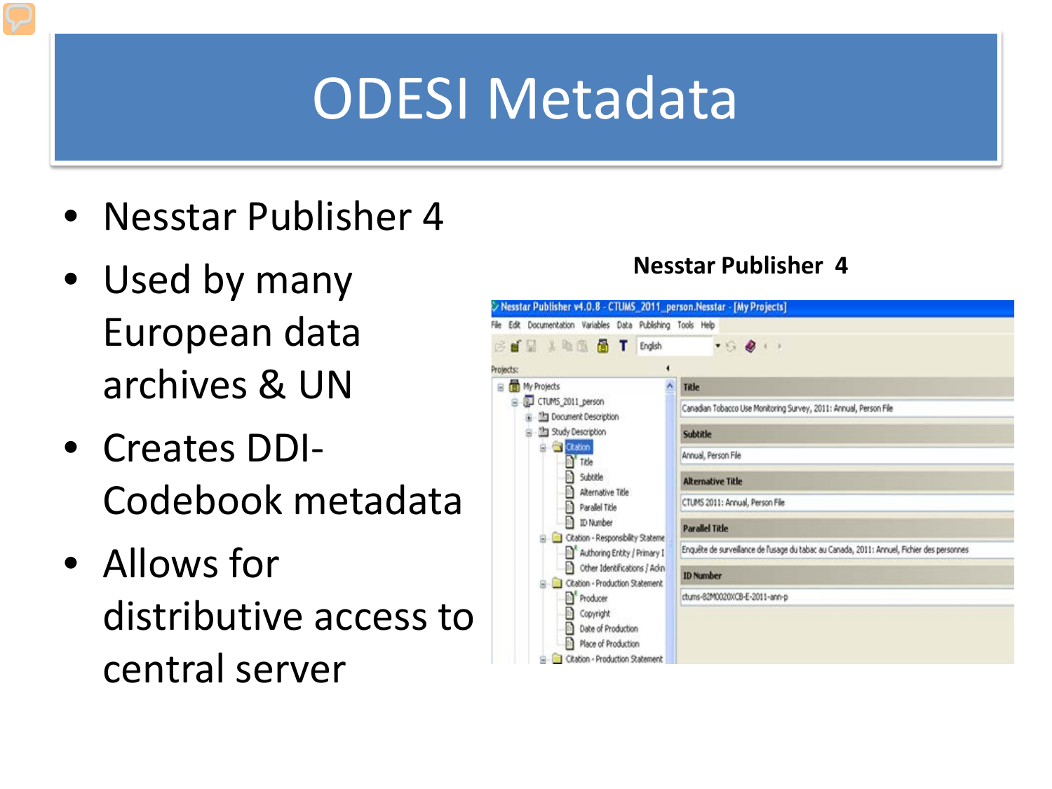# ODESI Metadata

- Nesstar Publisher 4
- Used by many European data archives & UN
- Creates DDI-Codebook metadata
- Allows for distributive access to central server

**Nesstar Publisher 4**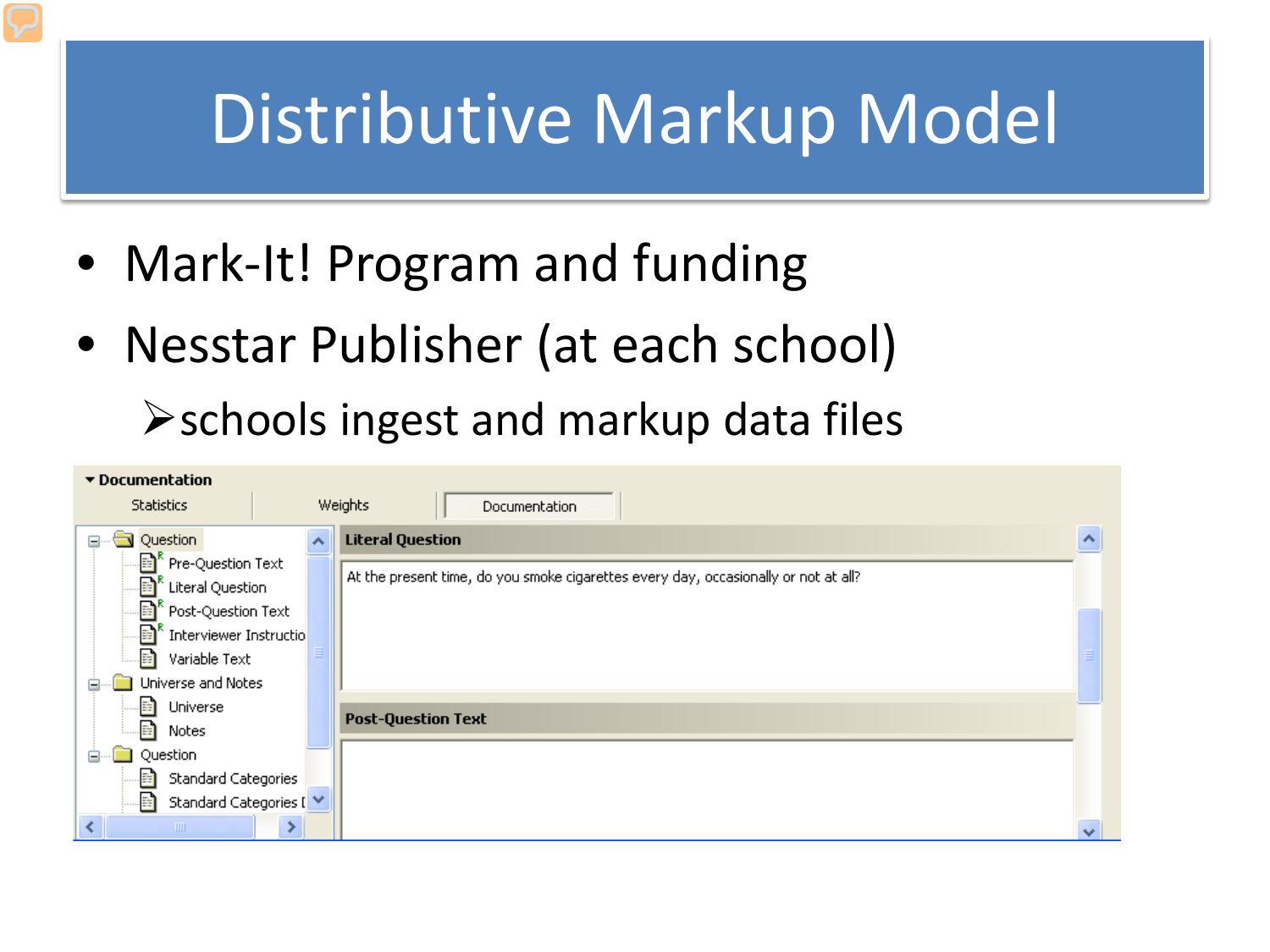# Distributive Markup Model

- Mark-It! Program and funding
- Nesstar Publisher (at each school)
  - schools ingest and markup data files

**Documentation**

Statistics | Weights | Documentation

- Question
  - Pre-Question Text
  - Literal Question
  - Post-Question Text
  - Interviewer Instructio
  - Variable Text
- Universe and Notes
  - Universe
  - Notes
- Question
  - Standard Categories
  - Standard Categories [

**Literal Question**

At the present time, do you smoke cigarettes every day, occasionally or not at all?

**Post-Question Text**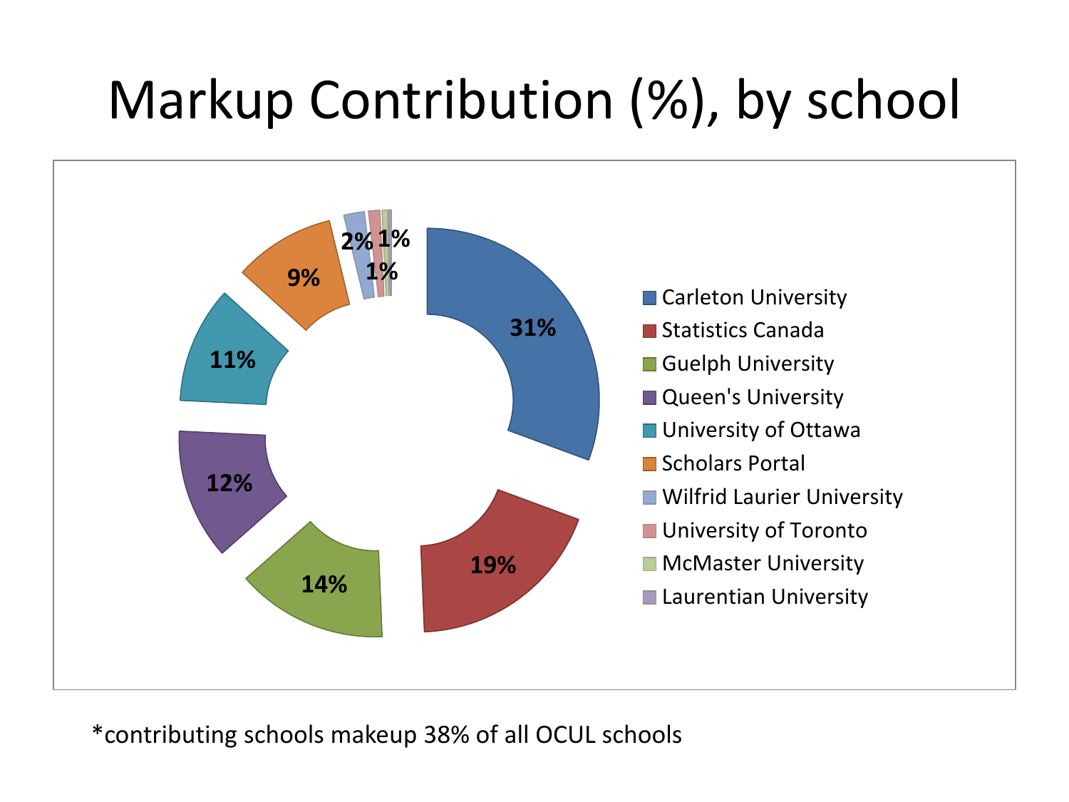# Markup Contribution (%), by school

| School | Markup Contribution (%) |
| --- | --- |
| Carleton University | 31% |
| Statistics Canada | 19% |
| Guelph University | 14% |
| Queen's University | 12% |
| University of Ottawa | 11% |
| Scholars Portal | 9% |
| Wilfrid Laurier University | 2% |
| University of Toronto | 1% |
| McMaster University | 1% |
| Laurentian University | |

*contributing schools makeup 38% of all OCUL schools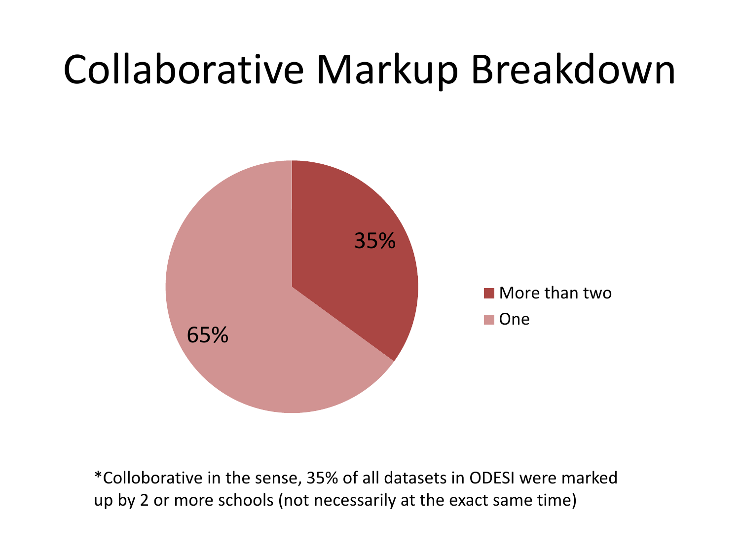# Collaborative Markup Breakdown

| Category | Percentage |
| --- | --- |
| More than two | 35% |
| One | 65% |

*Colloborative in the sense, 35% of all datasets in ODESI were marked up by 2 or more schools (not necessarily at the exact same time)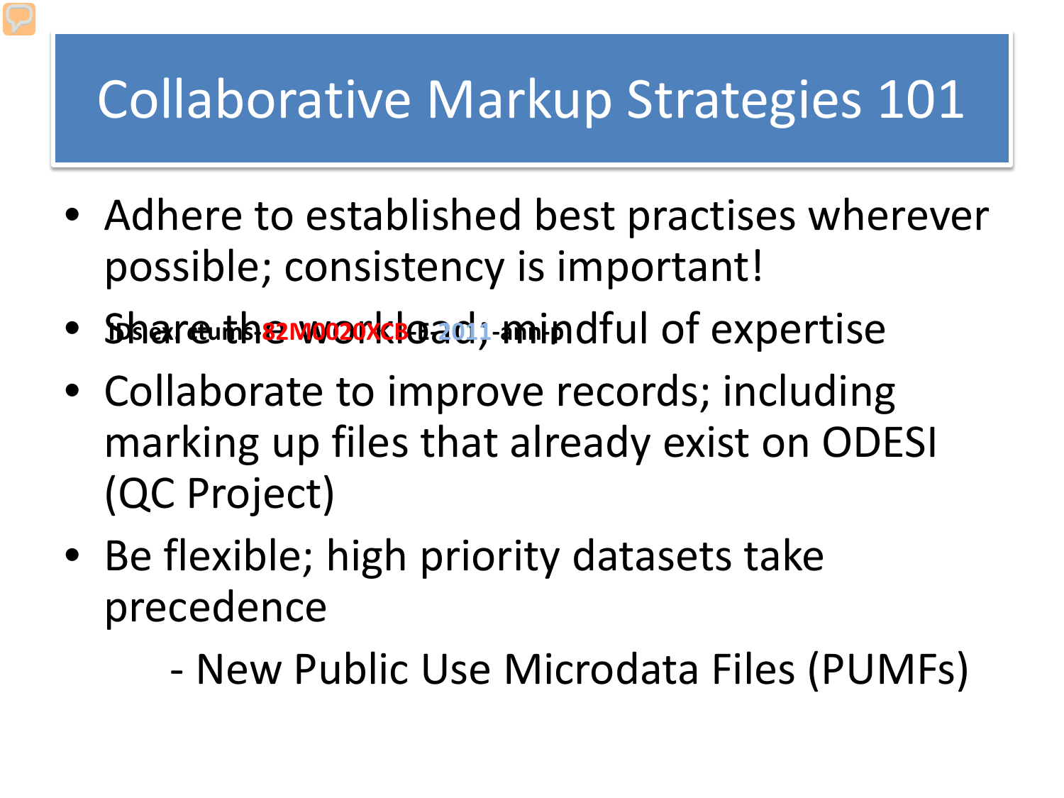# Collaborative Markup Strategies 101

- Adhere to established best practises wherever possible; consistency is important!
- Share the workload; mindful of expertise
- Collaborate to improve records; including marking up files that already exist on ODESI (QC Project)
- Be flexible; high priority datasets take precedence

  - New Public Use Microdata Files (PUMFs)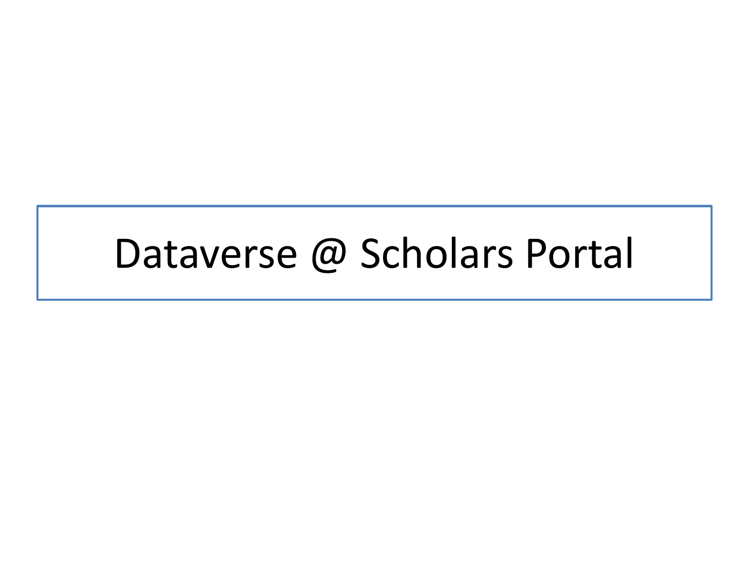# Dataverse @ Scholars Portal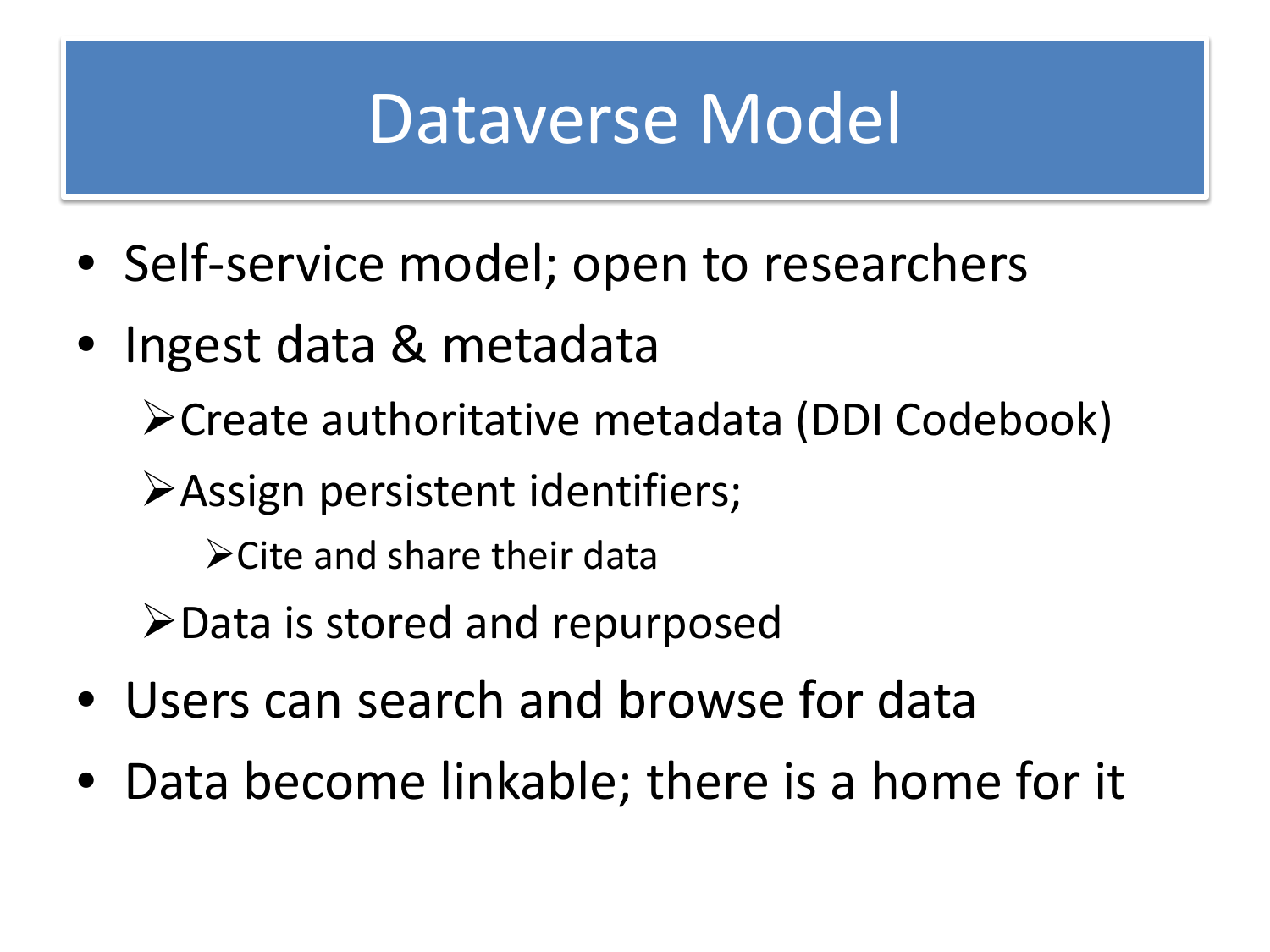# Dataverse Model

- Self-service model; open to researchers
- Ingest data & metadata
  - Create authoritative metadata (DDI Codebook)
  - Assign persistent identifiers;
    - Cite and share their data
  - Data is stored and repurposed
- Users can search and browse for data
- Data become linkable; there is a home for it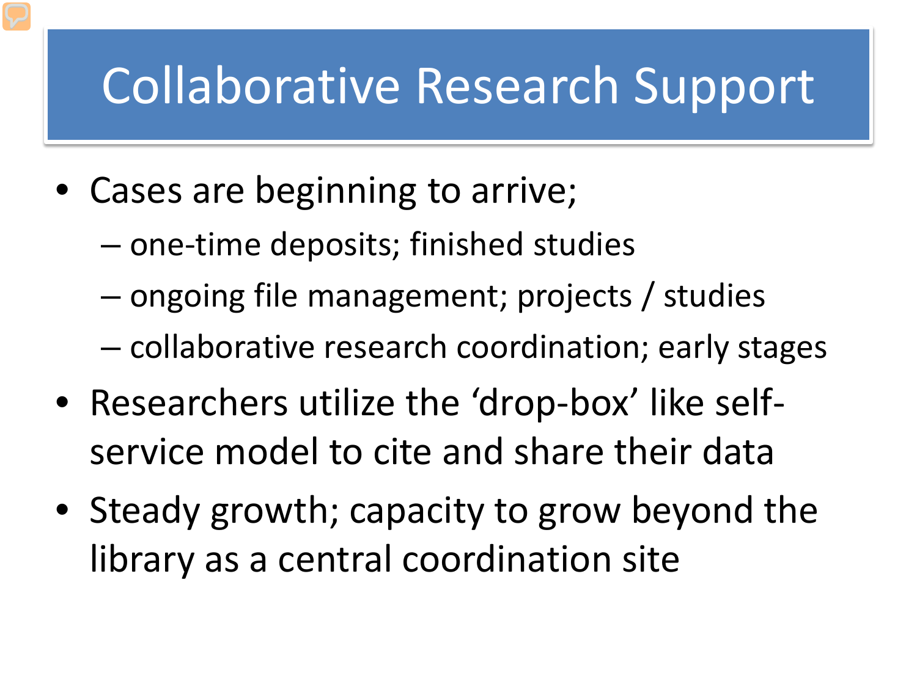# Collaborative Research Support

- Cases are beginning to arrive;
  - one-time deposits; finished studies
  - ongoing file management; projects / studies
  - collaborative research coordination; early stages
- Researchers utilize the 'drop-box' like self-service model to cite and share their data
- Steady growth; capacity to grow beyond the library as a central coordination site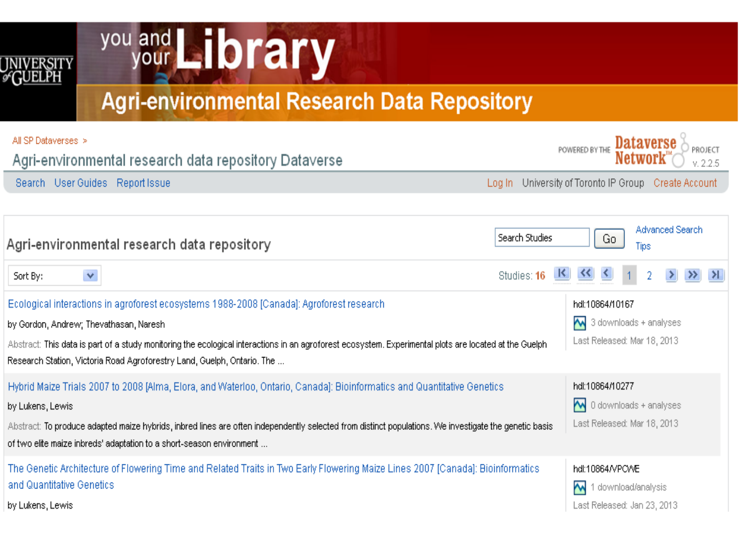UNIVERSITY of GUELPH

you and your Library

# Agri-environmental Research Data Repository

All SP Dataverses >

## Agri-environmental research data repository Dataverse

POWERED BY THE Dataverse Network™ PROJECT v. 2.2.5

Search User Guides Report Issue

Log In University of Toronto IP Group Create Account

## Agri-environmental research data repository

Search Studies Go

Advanced Search

Tips

Sort By:

Studies: 16

1 2

Ecological interactions in agroforest ecosystems 1988-2008 [Canada]: Agroforest research

by Gordon, Andrew; Thevathasan, Naresh

Abstract: This data is part of a study monitoring the ecological interactions in an agroforest ecosystem. Experimental plots are located at the Guelph Research Station, Victoria Road Agroforestry Land, Guelph, Ontario. The ...

hdl:10864/10167

3 downloads + analyses

Last Released: Mar 18, 2013

Hybrid Maize Trials 2007 to 2008 [Alma, Elora, and Waterloo, Ontario, Canada]: Bioinformatics and Quantitative Genetics

by Lukens, Lewis

Abstract: To produce adapted maize hybrids, inbred lines are often independently selected from distinct populations. We investigate the genetic basis of two elite maize inbreds' adaptation to a short-season environment ...

hdl:10864/10277

0 downloads + analyses

Last Released: Mar 18, 2013

The Genetic Architecture of Flowering Time and Related Traits in Two Early Flowering Maize Lines 2007 [Canada]: Bioinformatics and Quantitative Genetics

by Lukens, Lewis

hdl:10864/VPCWE

1 download/analysis

Last Released: Jan 23, 2013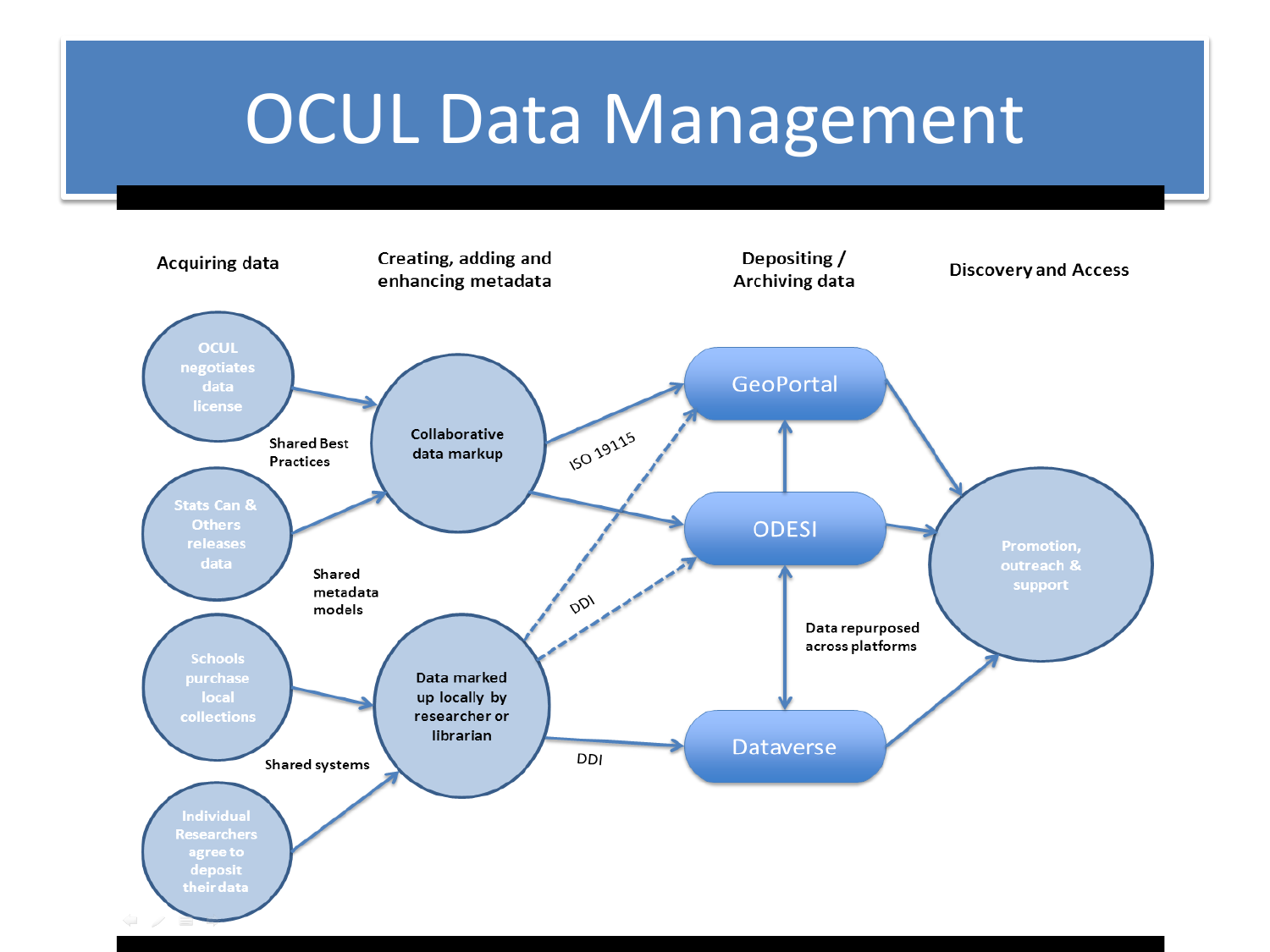# OCUL Data Management

**Acquiring data** | **Creating, adding and enhancing metadata** | **Depositing / Archiving data** | **Discovery and Access**

- OCUL negotiates data license
- Stats Can & Others releases data
- Schools purchase local collections
- Individual Researchers agree to deposit their data

Shared Best Practices

Shared metadata models

Shared systems

- Collaborative data markup
- Data marked up locally by researcher or librarian

ISO 19115

DDI

DDI

- GeoPortal
- ODESI
- Dataverse

Data repurposed across platforms

- Promotion, outreach & support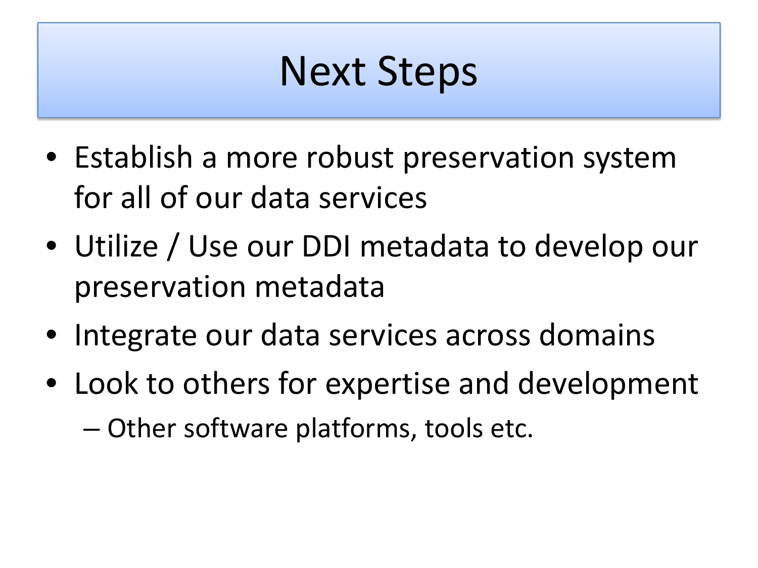# Next Steps

- Establish a more robust preservation system for all of our data services
- Utilize / Use our DDI metadata to develop our preservation metadata
- Integrate our data services across domains
- Look to others for expertise and development
  - Other software platforms, tools etc.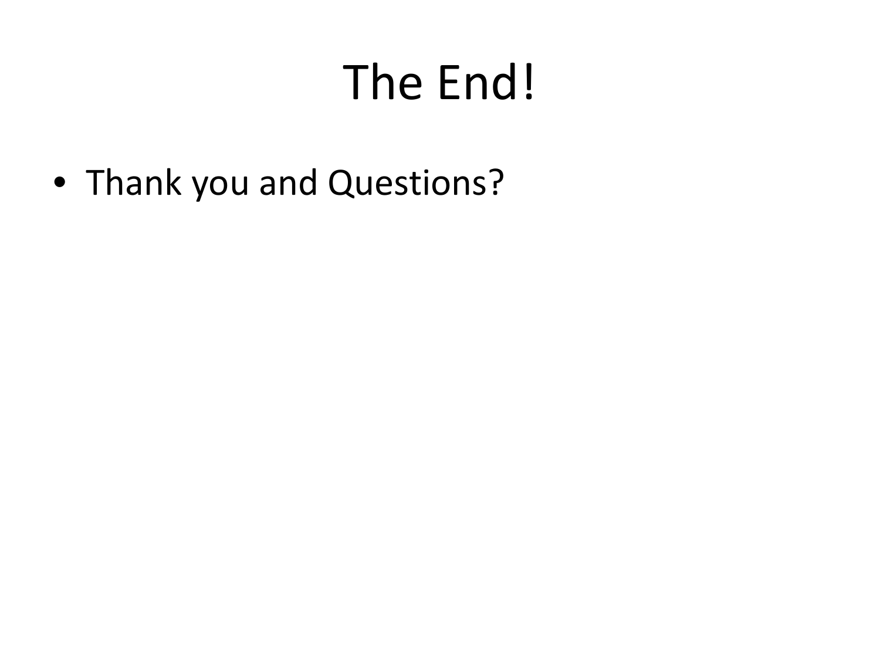# The End!

- Thank you and Questions?